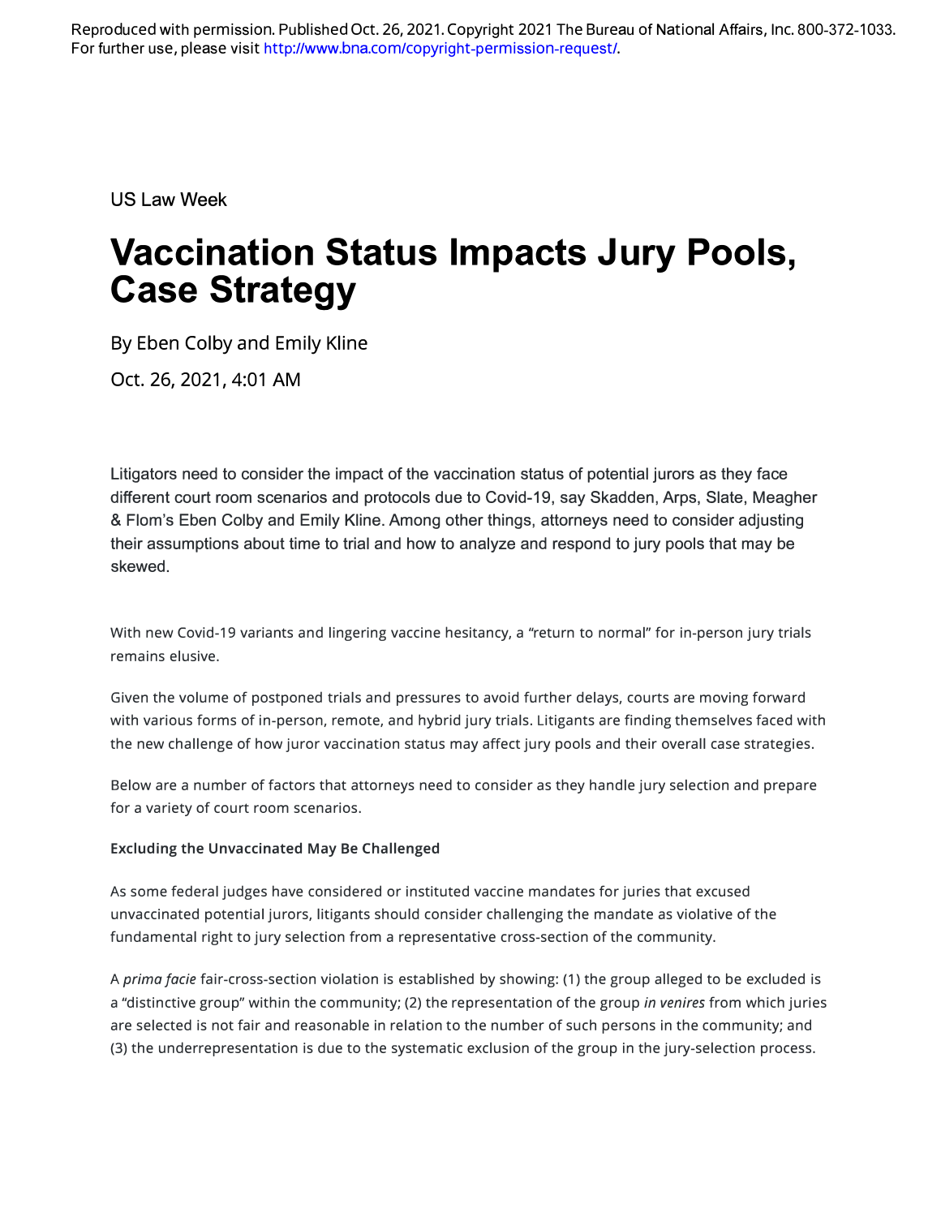Reproduced with permission. Published Oct. 26, 2021. Copyright 2021 The Bureau of National Affairs, Inc. 800-372-1033. For further use, please visit http://www.bna.com/copyright-permission-request/.

US Law Week

# Vaccination Status Impacts Jury Pools, Case Strategy

By Eben Colby and Emily Kline

Oct. 26, 2021, 4:01 AM

Litigators need to consider the impact of the vaccination status of potential jurors as they face different court room scenarios and protocols due to Covid-19, say Skadden, Arps, Slate, Meagher & Flom's Eben Colby and Emily Kline. Among other things, attorneys need to consider adjusting their assumptions about time to trial and how to analyze and respond to jury pools that may be skewed.

With new Covid-19 variants and lingering vaccine hesitancy, a "return to normal" for in-person jury trials remains elusive.

Given the volume of postponed trials and pressures to avoid further delays, courts are moving forward with various forms of in-person, remote, and hybrid jury trials. Litigants are finding themselves faced with the new challenge of how juror vaccination status may affect jury pools and their overall case strategies.

Below are a number of factors that attorneys need to consider as they handle jury selection and prepare for a variety of court room scenarios.

**Excluding the Unvaccinated May Be Challenged**

As some federal judges have considered or instituted vaccine mandates for juries that excused unvaccinated potential jurors, litigants should consider challenging the mandate as violative of the fundamental right to jury selection from a representative cross-section of the community.

A *prima facie* fair-cross-section violation is established by showing: (1) the group alleged to be excluded is a "distinctive group" within the community; (2) the representation of the group *in venires* from which juries are selected is not fair and reasonable in relation to the number of such persons in the community; and (3) the underrepresentation is due to the systematic exclusion of the group in the jury-selection process.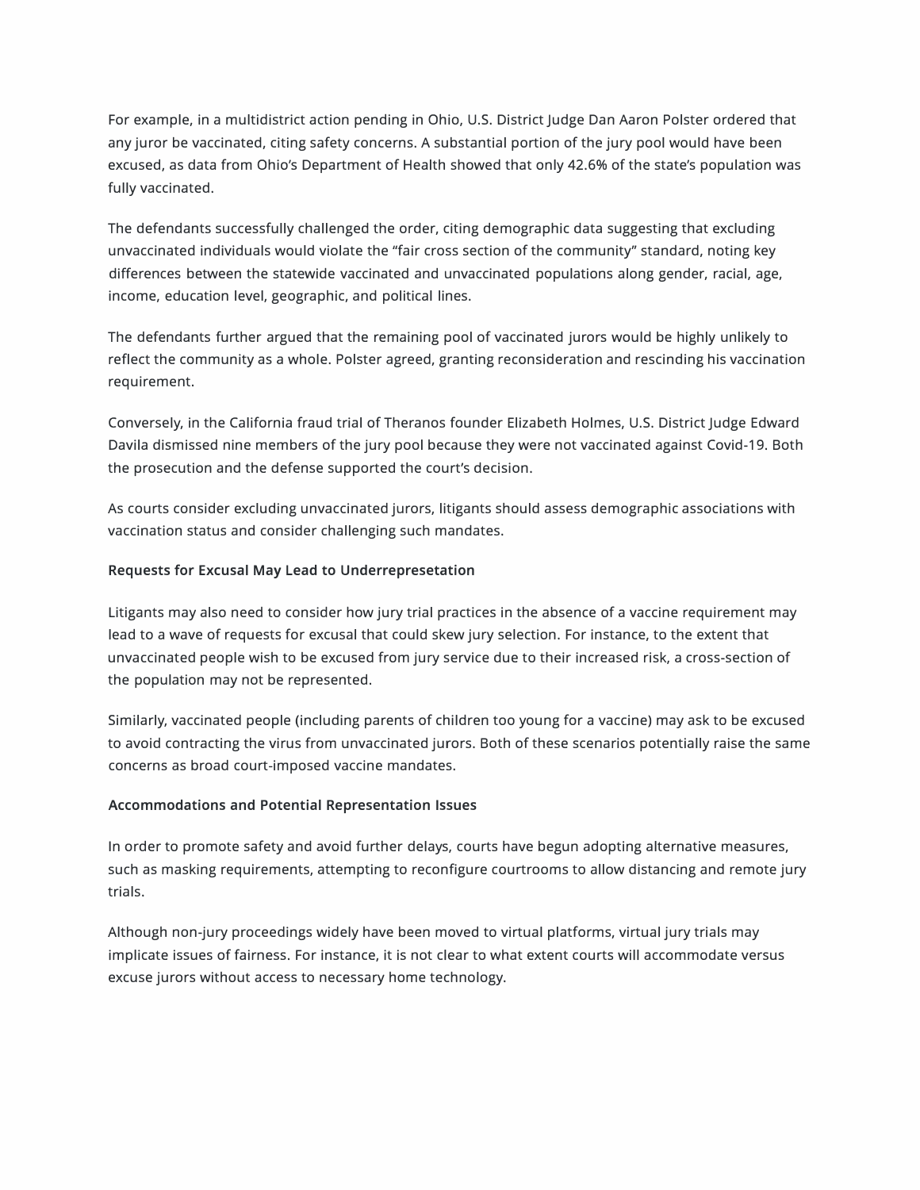For example, in a multidistrict action pending in Ohio, U.S. District Judge Dan Aaron Polster ordered that any juror be vaccinated, citing safety concerns. A substantial portion of the jury pool would have been excused, as data from Ohio's Department of Health showed that only 42.6% of the state's population was fully vaccinated.

The defendants successfully challenged the order, citing demographic data suggesting that excluding unvaccinated individuals would violate the "fair cross section of the community" standard, noting key differences between the statewide vaccinated and unvaccinated populations along gender, racial, age, income, education level, geographic, and political lines.

The defendants further argued that the remaining pool of vaccinated jurors would be highly unlikely to reflect the community as a whole. Polster agreed, granting reconsideration and rescinding his vaccination requirement.

Conversely, in the California fraud trial of Theranos founder Elizabeth Holmes, U.S. District Judge Edward Davila dismissed nine members of the jury pool because they were not vaccinated against Covid-19. Both the prosecution and the defense supported the court's decision.

As courts consider excluding unvaccinated jurors, litigants should assess demographic associations with vaccination status and consider challenging such mandates.

**Requests for Excusal May Lead to Underrepresetation**

Litigants may also need to consider how jury trial practices in the absence of a vaccine requirement may lead to a wave of requests for excusal that could skew jury selection. For instance, to the extent that unvaccinated people wish to be excused from jury service due to their increased risk, a cross-section of the population may not be represented.

Similarly, vaccinated people (including parents of children too young for a vaccine) may ask to be excused to avoid contracting the virus from unvaccinated jurors. Both of these scenarios potentially raise the same concerns as broad court-imposed vaccine mandates.

**Accommodations and Potential Representation Issues**

In order to promote safety and avoid further delays, courts have begun adopting alternative measures, such as masking requirements, attempting to reconfigure courtrooms to allow distancing and remote jury trials.

Although non-jury proceedings widely have been moved to virtual platforms, virtual jury trials may implicate issues of fairness. For instance, it is not clear to what extent courts will accommodate versus excuse jurors without access to necessary home technology.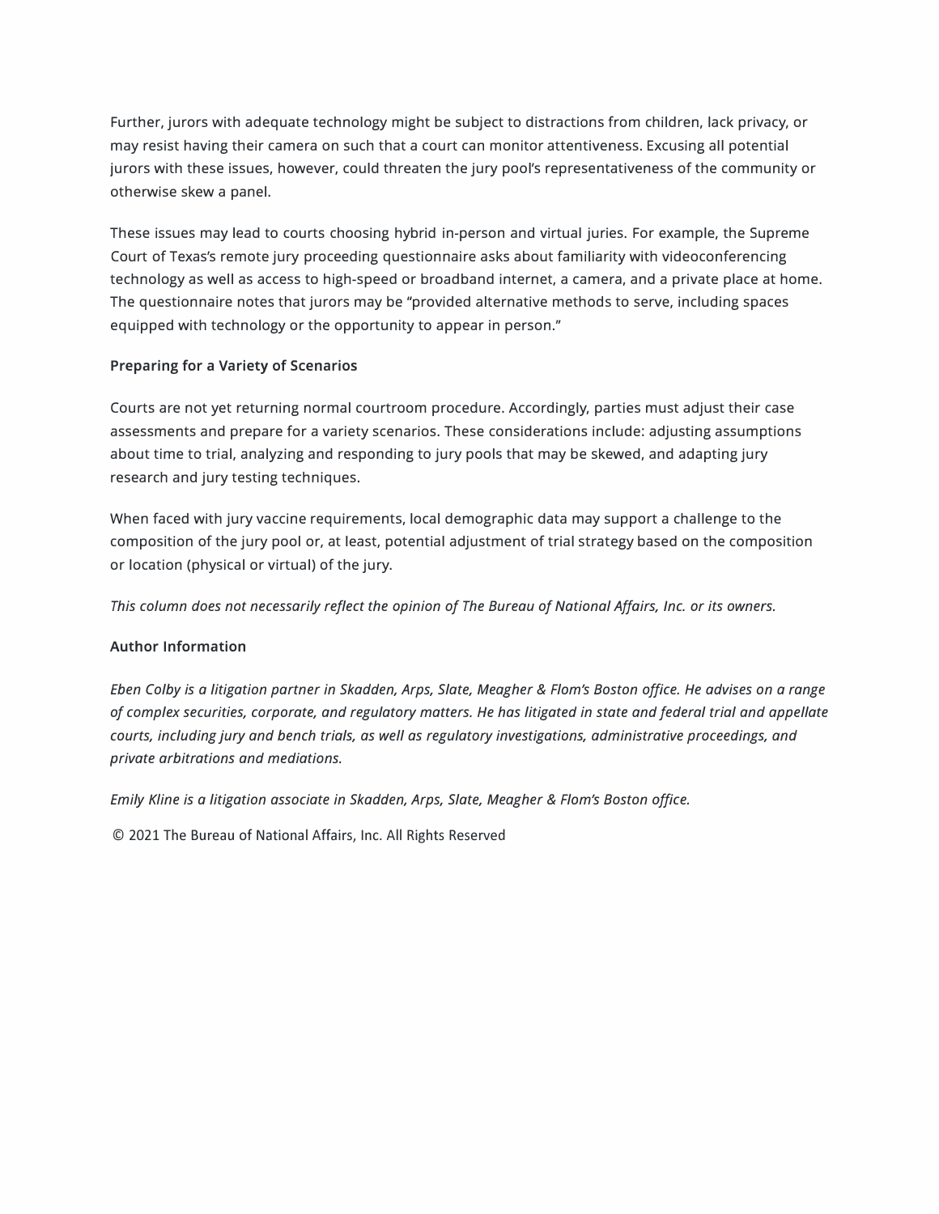Further, jurors with adequate technology might be subject to distractions from children, lack privacy, or may resist having their camera on such that a court can monitor attentiveness. Excusing all potential jurors with these issues, however, could threaten the jury pool's representativeness of the community or otherwise skew a panel.

These issues may lead to courts choosing hybrid in-person and virtual juries. For example, the Supreme Court of Texas's remote jury proceeding questionnaire asks about familiarity with videoconferencing technology as well as access to high-speed or broadband internet, a camera, and a private place at home. The questionnaire notes that jurors may be "provided alternative methods to serve, including spaces equipped with technology or the opportunity to appear in person."

**Preparing for a Variety of Scenarios**

Courts are not yet returning normal courtroom procedure. Accordingly, parties must adjust their case assessments and prepare for a variety scenarios. These considerations include: adjusting assumptions about time to trial, analyzing and responding to jury pools that may be skewed, and adapting jury research and jury testing techniques.

When faced with jury vaccine requirements, local demographic data may support a challenge to the composition of the jury pool or, at least, potential adjustment of trial strategy based on the composition or location (physical or virtual) of the jury.

*This column does not necessarily reflect the opinion of The Bureau of National Affairs, Inc. or its owners.*

**Author Information**

*Eben Colby is a litigation partner in Skadden, Arps, Slate, Meagher & Flom's Boston office. He advises on a range of complex securities, corporate, and regulatory matters. He has litigated in state and federal trial and appellate courts, including jury and bench trials, as well as regulatory investigations, administrative proceedings, and private arbitrations and mediations.*

*Emily Kline is a litigation associate in Skadden, Arps, Slate, Meagher & Flom's Boston office.*

© 2021 The Bureau of National Affairs, Inc. All Rights Reserved